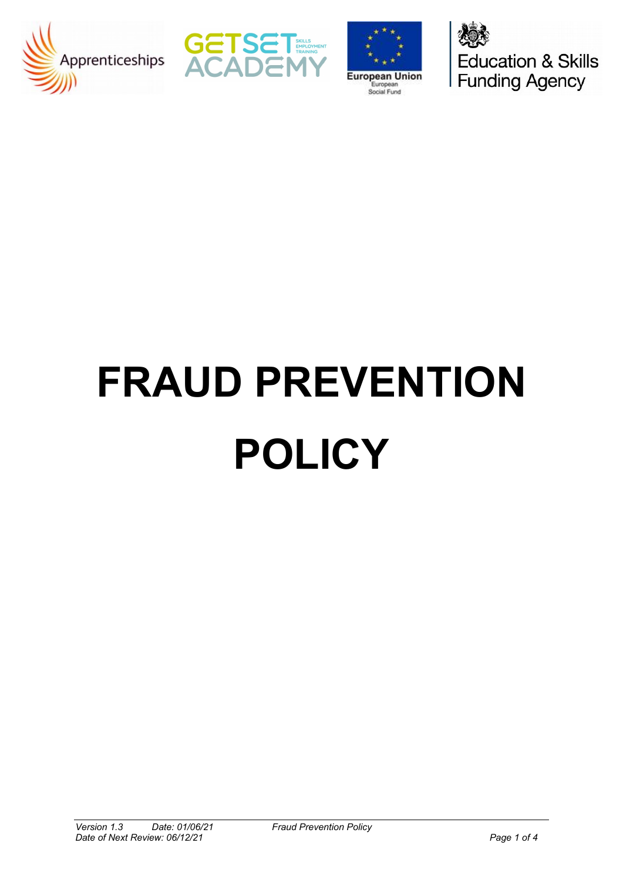# FRAUD PREVENTION POLICY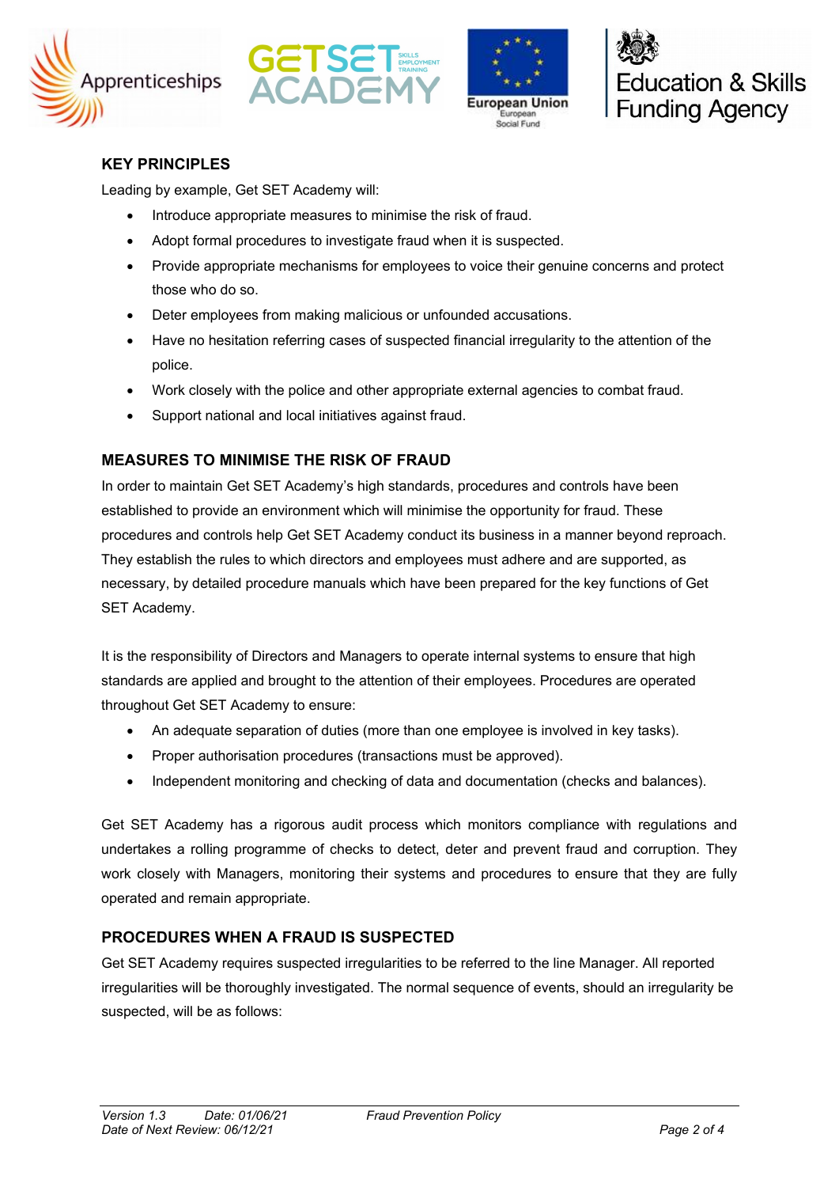## KEY PRINCIPLES

Leading by example, Get SET Academy will:

- Introduce appropriate measures to minimise the risk of fraud.
- Adopt formal procedures to investigate fraud when it is suspected.
- Provide appropriate mechanisms for employees to voice their genuine concerns and protect those who do so.
- Deter employees from making malicious or unfounded accusations.
- Have no hesitation referring cases of suspected financial irregularity to the attention of the police.
- Work closely with the police and other appropriate external agencies to combat fraud.
- Support national and local initiatives against fraud.

## MEASURES TO MINIMISE THE RISK OF FRAUD

In order to maintain Get SET Academy's high standards, procedures and controls have been established to provide an environment which will minimise the opportunity for fraud. These procedures and controls help Get SET Academy conduct its business in a manner beyond reproach. They establish the rules to which directors and employees must adhere and are supported, as necessary, by detailed procedure manuals which have been prepared for the key functions of Get SET Academy.

It is the responsibility of Directors and Managers to operate internal systems to ensure that high standards are applied and brought to the attention of their employees. Procedures are operated throughout Get SET Academy to ensure:

- An adequate separation of duties (more than one employee is involved in key tasks).
- Proper authorisation procedures (transactions must be approved).
- Independent monitoring and checking of data and documentation (checks and balances).

Get SET Academy has a rigorous audit process which monitors compliance with regulations and undertakes a rolling programme of checks to detect, deter and prevent fraud and corruption. They work closely with Managers, monitoring their systems and procedures to ensure that they are fully operated and remain appropriate.

## PROCEDURES WHEN A FRAUD IS SUSPECTED

Get SET Academy requires suspected irregularities to be referred to the line Manager. All reported irregularities will be thoroughly investigated. The normal sequence of events, should an irregularity be suspected, will be as follows: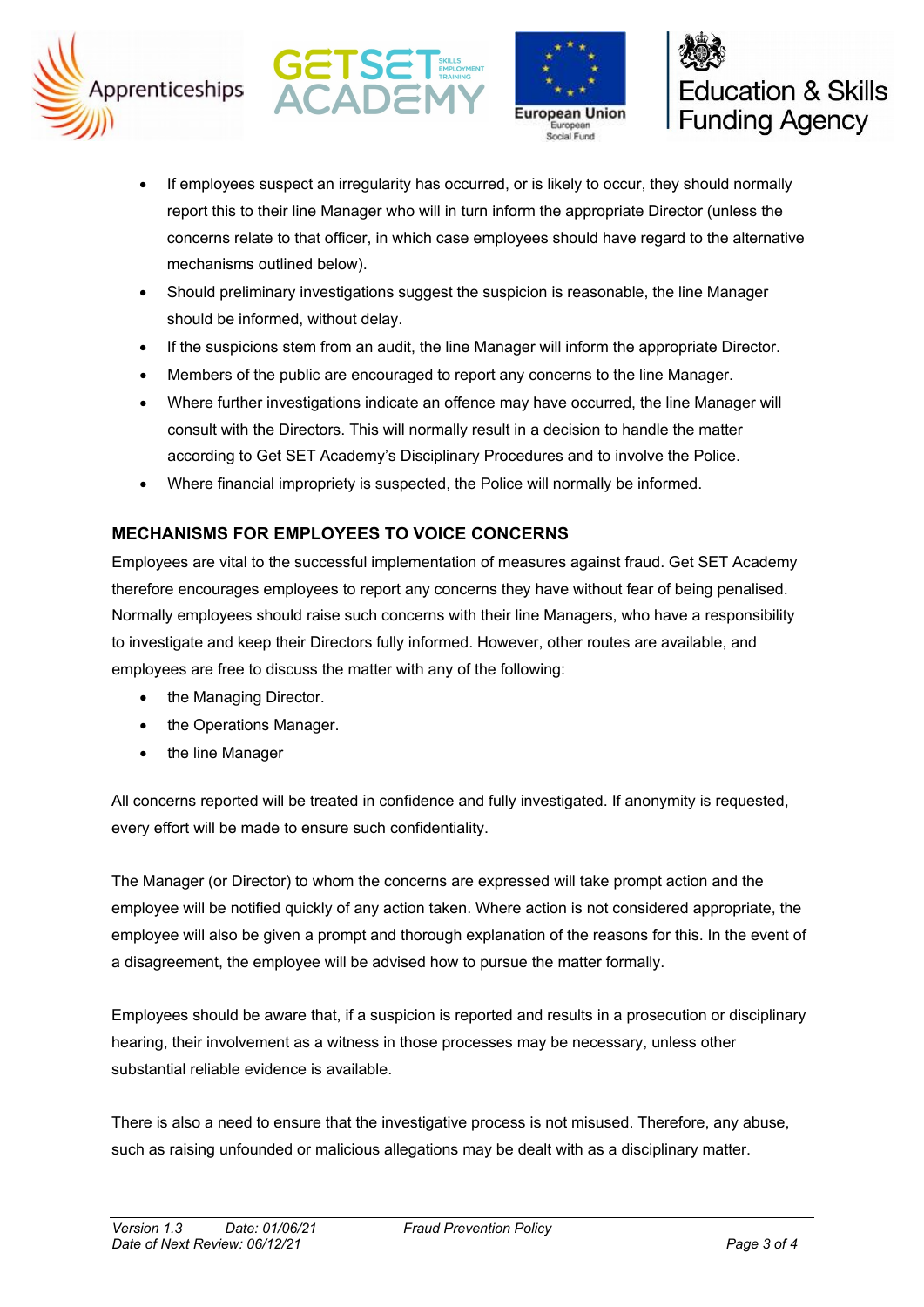- If employees suspect an irregularity has occurred, or is likely to occur, they should normally report this to their line Manager who will in turn inform the appropriate Director (unless the concerns relate to that officer, in which case employees should have regard to the alternative mechanisms outlined below).
- Should preliminary investigations suggest the suspicion is reasonable, the line Manager should be informed, without delay.
- If the suspicions stem from an audit, the line Manager will inform the appropriate Director.
- Members of the public are encouraged to report any concerns to the line Manager.
- Where further investigations indicate an offence may have occurred, the line Manager will consult with the Directors. This will normally result in a decision to handle the matter according to Get SET Academy's Disciplinary Procedures and to involve the Police.
- Where financial impropriety is suspected, the Police will normally be informed.

## MECHANISMS FOR EMPLOYEES TO VOICE CONCERNS

Employees are vital to the successful implementation of measures against fraud. Get SET Academy therefore encourages employees to report any concerns they have without fear of being penalised. Normally employees should raise such concerns with their line Managers, who have a responsibility to investigate and keep their Directors fully informed. However, other routes are available, and employees are free to discuss the matter with any of the following:

- the Managing Director.
- the Operations Manager.
- the line Manager

All concerns reported will be treated in confidence and fully investigated. If anonymity is requested, every effort will be made to ensure such confidentiality.

The Manager (or Director) to whom the concerns are expressed will take prompt action and the employee will be notified quickly of any action taken. Where action is not considered appropriate, the employee will also be given a prompt and thorough explanation of the reasons for this. In the event of a disagreement, the employee will be advised how to pursue the matter formally.

Employees should be aware that, if a suspicion is reported and results in a prosecution or disciplinary hearing, their involvement as a witness in those processes may be necessary, unless other substantial reliable evidence is available.

There is also a need to ensure that the investigative process is not misused. Therefore, any abuse, such as raising unfounded or malicious allegations may be dealt with as a disciplinary matter.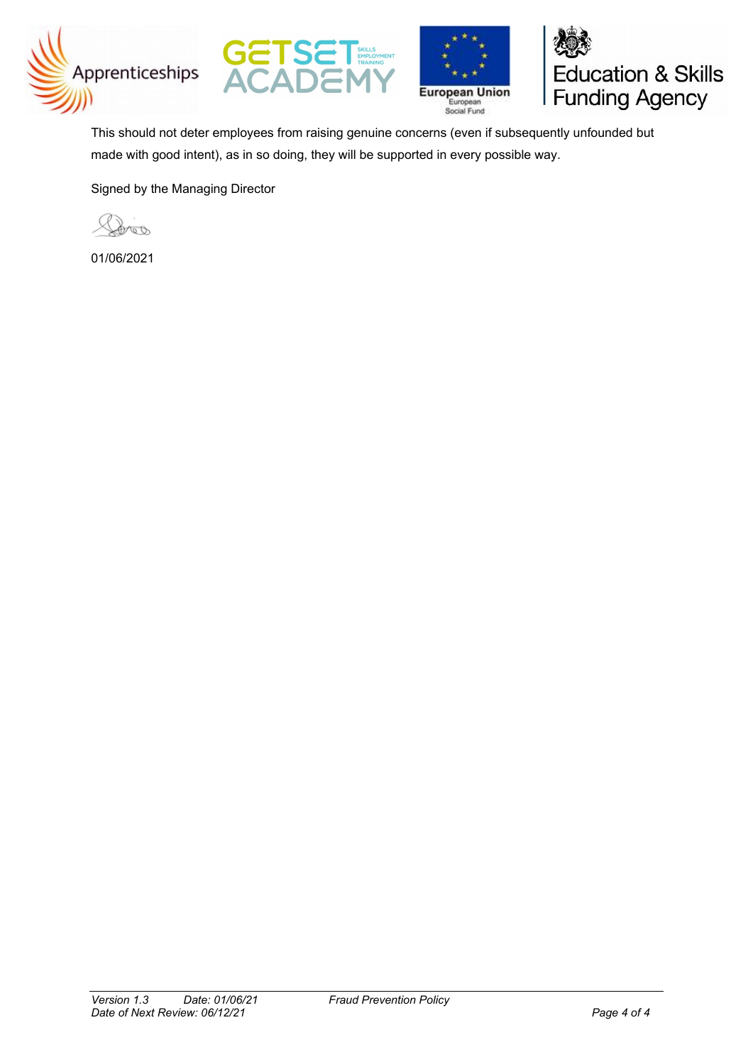This should not deter employees from raising genuine concerns (even if subsequently unfounded but made with good intent), as in so doing, they will be supported in every possible way.

Signed by the Managing Director

01/06/2021